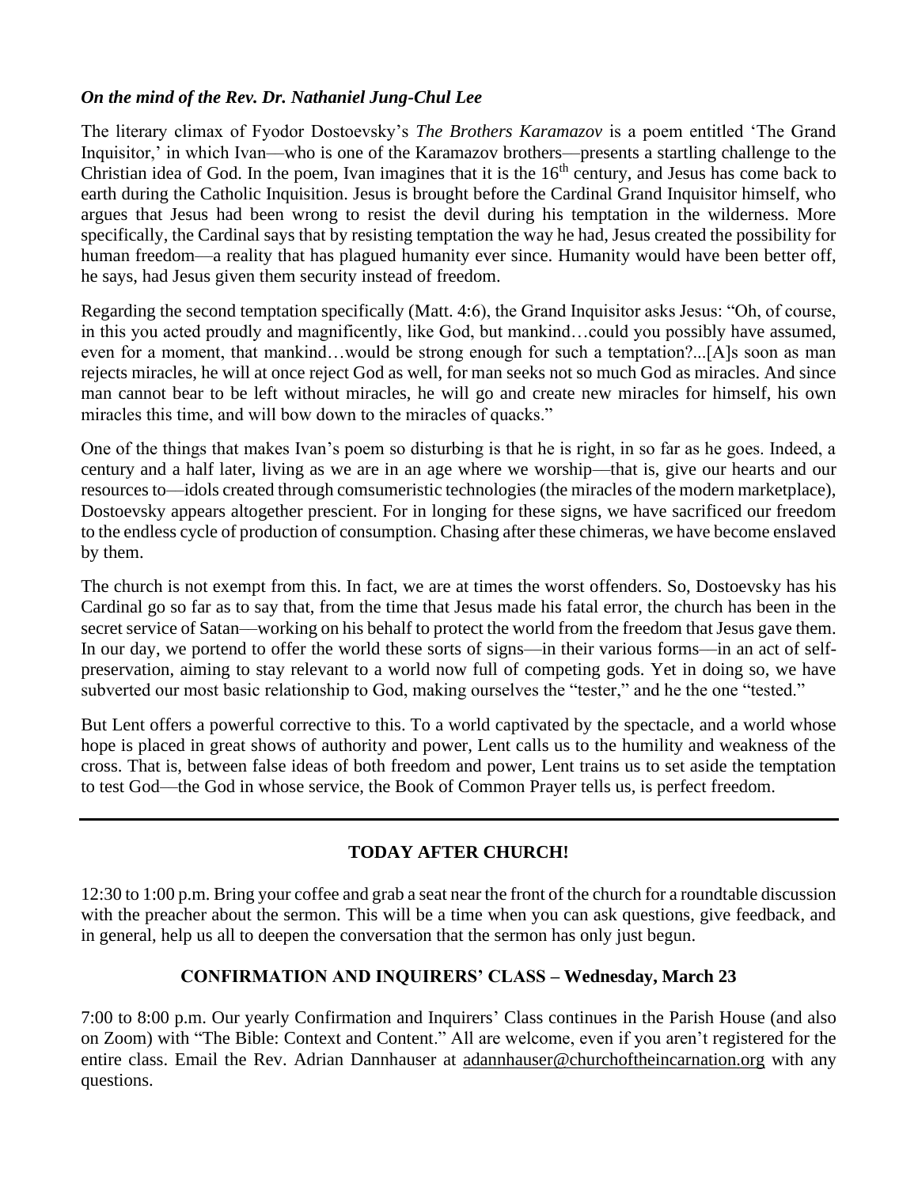***On the mind of the Rev. Dr. Nathaniel Jung-Chul Lee***

The literary climax of Fyodor Dostoevsky's *The Brothers Karamazov* is a poem entitled 'The Grand Inquisitor,' in which Ivan—who is one of the Karamazov brothers—presents a startling challenge to the Christian idea of God. In the poem, Ivan imagines that it is the 16th century, and Jesus has come back to earth during the Catholic Inquisition. Jesus is brought before the Cardinal Grand Inquisitor himself, who argues that Jesus had been wrong to resist the devil during his temptation in the wilderness. More specifically, the Cardinal says that by resisting temptation the way he had, Jesus created the possibility for human freedom—a reality that has plagued humanity ever since. Humanity would have been better off, he says, had Jesus given them security instead of freedom.

Regarding the second temptation specifically (Matt. 4:6), the Grand Inquisitor asks Jesus: "Oh, of course, in this you acted proudly and magnificently, like God, but mankind…could you possibly have assumed, even for a moment, that mankind…would be strong enough for such a temptation?...[A]s soon as man rejects miracles, he will at once reject God as well, for man seeks not so much God as miracles. And since man cannot bear to be left without miracles, he will go and create new miracles for himself, his own miracles this time, and will bow down to the miracles of quacks."

One of the things that makes Ivan's poem so disturbing is that he is right, in so far as he goes. Indeed, a century and a half later, living as we are in an age where we worship—that is, give our hearts and our resources to—idols created through comsumeristic technologies (the miracles of the modern marketplace), Dostoevsky appears altogether prescient. For in longing for these signs, we have sacrificed our freedom to the endless cycle of production of consumption. Chasing after these chimeras, we have become enslaved by them.

The church is not exempt from this. In fact, we are at times the worst offenders. So, Dostoevsky has his Cardinal go so far as to say that, from the time that Jesus made his fatal error, the church has been in the secret service of Satan—working on his behalf to protect the world from the freedom that Jesus gave them. In our day, we portend to offer the world these sorts of signs—in their various forms—in an act of self-preservation, aiming to stay relevant to a world now full of competing gods. Yet in doing so, we have subverted our most basic relationship to God, making ourselves the "tester," and he the one "tested."

But Lent offers a powerful corrective to this. To a world captivated by the spectacle, and a world whose hope is placed in great shows of authority and power, Lent calls us to the humility and weakness of the cross. That is, between false ideas of both freedom and power, Lent trains us to set aside the temptation to test God—the God in whose service, the Book of Common Prayer tells us, is perfect freedom.

---

**TODAY AFTER CHURCH!**

12:30 to 1:00 p.m. Bring your coffee and grab a seat near the front of the church for a roundtable discussion with the preacher about the sermon. This will be a time when you can ask questions, give feedback, and in general, help us all to deepen the conversation that the sermon has only just begun.

**CONFIRMATION AND INQUIRERS' CLASS – Wednesday, March 23**

7:00 to 8:00 p.m. Our yearly Confirmation and Inquirers' Class continues in the Parish House (and also on Zoom) with "The Bible: Context and Content." All are welcome, even if you aren't registered for the entire class. Email the Rev. Adrian Dannhauser at adannhauser@churchoftheincarnation.org with any questions.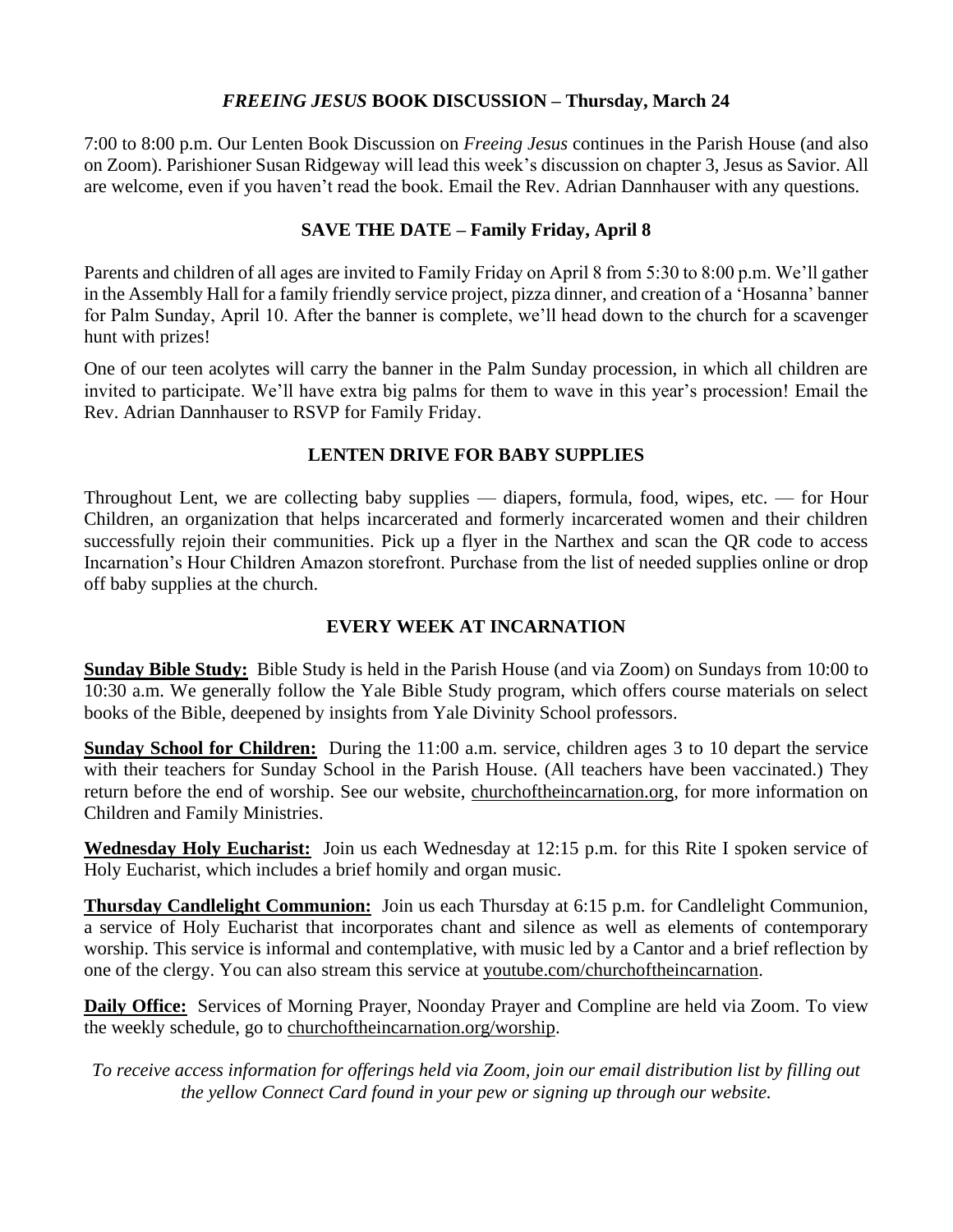## *FREEING JESUS* BOOK DISCUSSION – Thursday, March 24

7:00 to 8:00 p.m. Our Lenten Book Discussion on *Freeing Jesus* continues in the Parish House (and also on Zoom). Parishioner Susan Ridgeway will lead this week's discussion on chapter 3, Jesus as Savior. All are welcome, even if you haven't read the book. Email the Rev. Adrian Dannhauser with any questions.

## SAVE THE DATE – Family Friday, April 8

Parents and children of all ages are invited to Family Friday on April 8 from 5:30 to 8:00 p.m. We'll gather in the Assembly Hall for a family friendly service project, pizza dinner, and creation of a 'Hosanna' banner for Palm Sunday, April 10. After the banner is complete, we'll head down to the church for a scavenger hunt with prizes!

One of our teen acolytes will carry the banner in the Palm Sunday procession, in which all children are invited to participate. We'll have extra big palms for them to wave in this year's procession! Email the Rev. Adrian Dannhauser to RSVP for Family Friday.

## LENTEN DRIVE FOR BABY SUPPLIES

Throughout Lent, we are collecting baby supplies — diapers, formula, food, wipes, etc. — for Hour Children, an organization that helps incarcerated and formerly incarcerated women and their children successfully rejoin their communities. Pick up a flyer in the Narthex and scan the QR code to access Incarnation's Hour Children Amazon storefront. Purchase from the list of needed supplies online or drop off baby supplies at the church.

## EVERY WEEK AT INCARNATION

**Sunday Bible Study:** Bible Study is held in the Parish House (and via Zoom) on Sundays from 10:00 to 10:30 a.m. We generally follow the Yale Bible Study program, which offers course materials on select books of the Bible, deepened by insights from Yale Divinity School professors.

**Sunday School for Children:** During the 11:00 a.m. service, children ages 3 to 10 depart the service with their teachers for Sunday School in the Parish House. (All teachers have been vaccinated.) They return before the end of worship. See our website, churchoftheincarnation.org, for more information on Children and Family Ministries.

**Wednesday Holy Eucharist:** Join us each Wednesday at 12:15 p.m. for this Rite I spoken service of Holy Eucharist, which includes a brief homily and organ music.

**Thursday Candlelight Communion:** Join us each Thursday at 6:15 p.m. for Candlelight Communion, a service of Holy Eucharist that incorporates chant and silence as well as elements of contemporary worship. This service is informal and contemplative, with music led by a Cantor and a brief reflection by one of the clergy. You can also stream this service at youtube.com/churchoftheincarnation.

**Daily Office:** Services of Morning Prayer, Noonday Prayer and Compline are held via Zoom. To view the weekly schedule, go to churchoftheincarnation.org/worship.

*To receive access information for offerings held via Zoom, join our email distribution list by filling out the yellow Connect Card found in your pew or signing up through our website.*